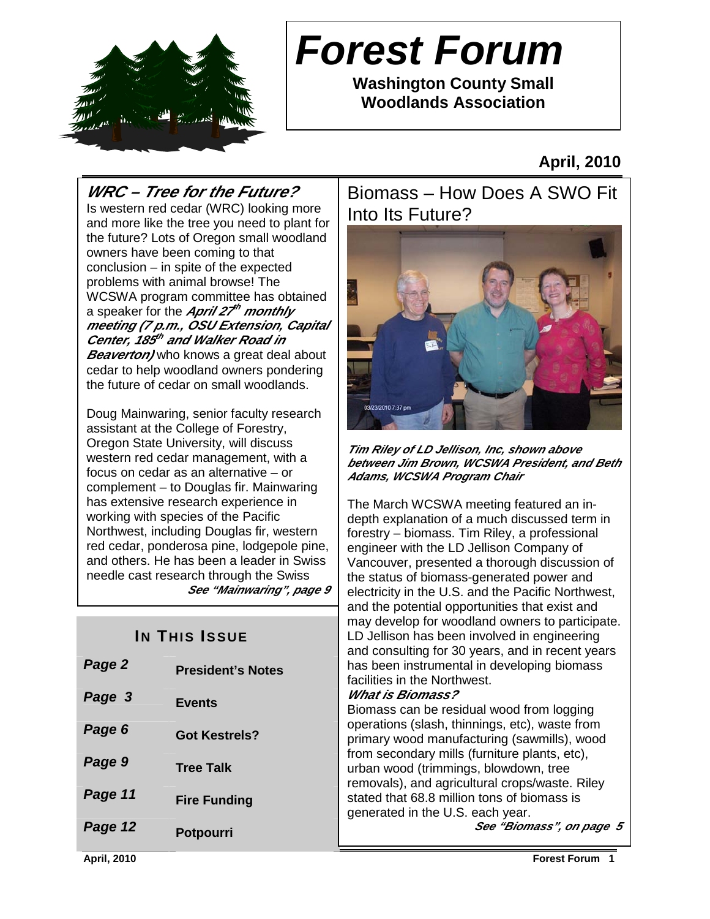# Forest Forum

**Washington County Small Woodlands Association**

**April, 2010**

## *WRC – Tree for the Future?*

Is western red cedar (WRC) looking more and more like the tree you need to plant for the future? Lots of Oregon small woodland owners have been coming to that conclusion – in spite of the expected problems with animal browse! The WCSWA program committee has obtained a speaker for the ***April 27th monthly meeting (7 p.m., OSU Extension, Capital Center, 185th and Walker Road in Beaverton)*** who knows a great deal about cedar to help woodland owners pondering the future of cedar on small woodlands.

Doug Mainwaring, senior faculty research assistant at the College of Forestry, Oregon State University, will discuss western red cedar management, with a focus on cedar as an alternative – or complement – to Douglas fir. Mainwaring has extensive research experience in working with species of the Pacific Northwest, including Douglas fir, western red cedar, ponderosa pine, lodgepole pine, and others. He has been a leader in Swiss needle cast research through the Swiss

***See "Mainwaring", page 9***

### IN THIS ISSUE

| | |
|---|---|
| *Page 2* | President's Notes |
| *Page 3* | Events |
| *Page 6* | Got Kestrels? |
| *Page 9* | Tree Talk |
| *Page 11* | Fire Funding |
| *Page 12* | Potpourri |

## Biomass – How Does A SWO Fit Into Its Future?

***Tim Riley of LD Jellison, Inc, shown above between Jim Brown, WCSWA President, and Beth Adams, WCSWA Program Chair***

The March WCSWA meeting featured an in-depth explanation of a much discussed term in forestry – biomass. Tim Riley, a professional engineer with the LD Jellison Company of Vancouver, presented a thorough discussion of the status of biomass-generated power and electricity in the U.S. and the Pacific Northwest, and the potential opportunities that exist and may develop for woodland owners to participate. LD Jellison has been involved in engineering and consulting for 30 years, and in recent years has been instrumental in developing biomass facilities in the Northwest.

***What is Biomass?***

Biomass can be residual wood from logging operations (slash, thinnings, etc), waste from primary wood manufacturing (sawmills), wood from secondary mills (furniture plants, etc), urban wood (trimmings, blowdown, tree removals), and agricultural crops/waste. Riley stated that 68.8 million tons of biomass is generated in the U.S. each year.

***See "Biomass", on page 5***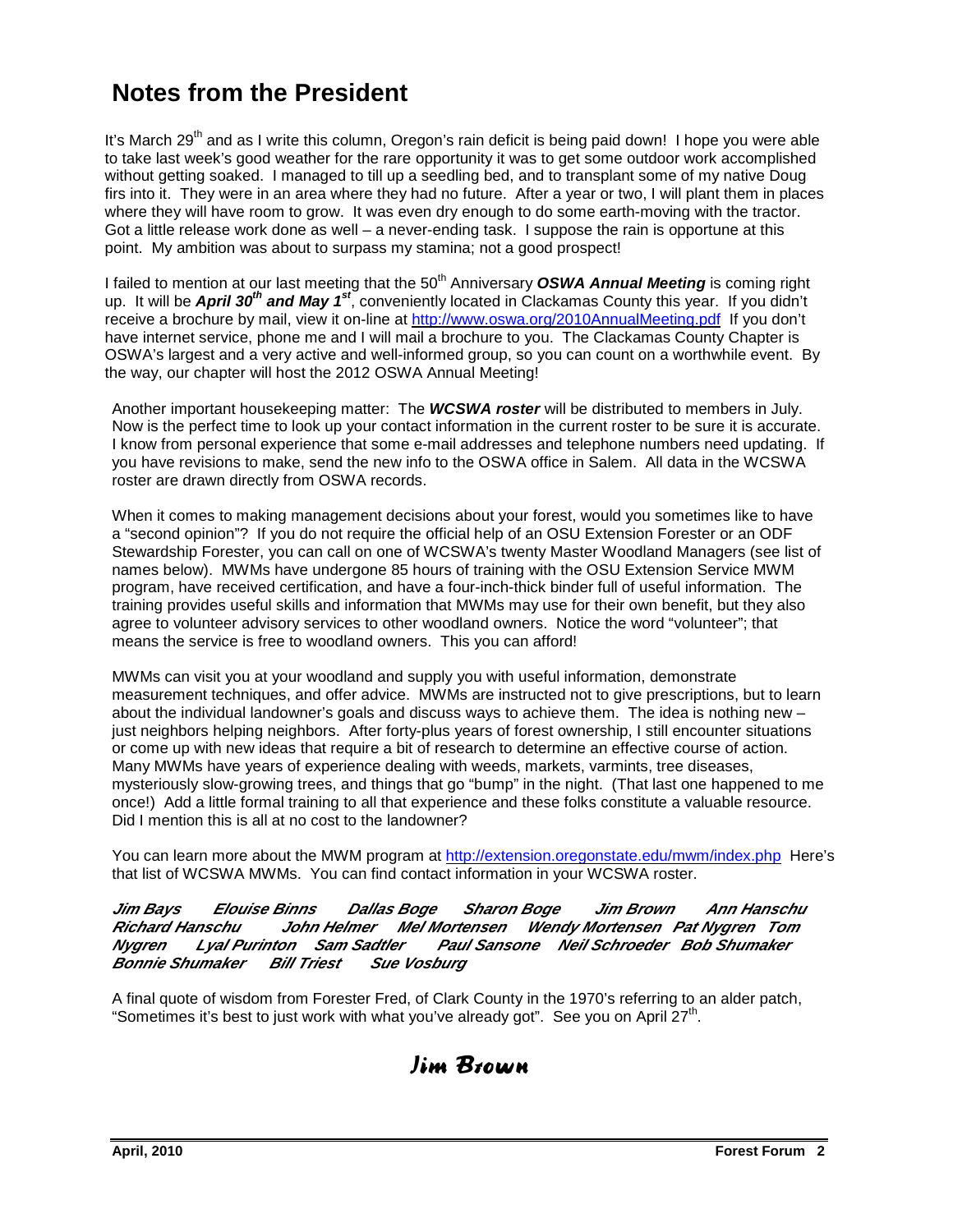# Notes from the President

It's March 29th and as I write this column, Oregon's rain deficit is being paid down! I hope you were able to take last week's good weather for the rare opportunity it was to get some outdoor work accomplished without getting soaked. I managed to till up a seedling bed, and to transplant some of my native Doug firs into it. They were in an area where they had no future. After a year or two, I will plant them in places where they will have room to grow. It was even dry enough to do some earth-moving with the tractor. Got a little release work done as well – a never-ending task. I suppose the rain is opportune at this point. My ambition was about to surpass my stamina; not a good prospect!

I failed to mention at our last meeting that the 50th Anniversary ***OSWA Annual Meeting*** is coming right up. It will be ***April 30th and May 1st***, conveniently located in Clackamas County this year. If you didn't receive a brochure by mail, view it on-line at http://www.oswa.org/2010AnnualMeeting.pdf If you don't have internet service, phone me and I will mail a brochure to you. The Clackamas County Chapter is OSWA's largest and a very active and well-informed group, so you can count on a worthwhile event. By the way, our chapter will host the 2012 OSWA Annual Meeting!

Another important housekeeping matter: The ***WCSWA roster*** will be distributed to members in July. Now is the perfect time to look up your contact information in the current roster to be sure it is accurate. I know from personal experience that some e-mail addresses and telephone numbers need updating. If you have revisions to make, send the new info to the OSWA office in Salem. All data in the WCSWA roster are drawn directly from OSWA records.

When it comes to making management decisions about your forest, would you sometimes like to have a "second opinion"? If you do not require the official help of an OSU Extension Forester or an ODF Stewardship Forester, you can call on one of WCSWA's twenty Master Woodland Managers (see list of names below). MWMs have undergone 85 hours of training with the OSU Extension Service MWM program, have received certification, and have a four-inch-thick binder full of useful information. The training provides useful skills and information that MWMs may use for their own benefit, but they also agree to volunteer advisory services to other woodland owners. Notice the word "volunteer"; that means the service is free to woodland owners. This you can afford!

MWMs can visit you at your woodland and supply you with useful information, demonstrate measurement techniques, and offer advice. MWMs are instructed not to give prescriptions, but to learn about the individual landowner's goals and discuss ways to achieve them. The idea is nothing new – just neighbors helping neighbors. After forty-plus years of forest ownership, I still encounter situations or come up with new ideas that require a bit of research to determine an effective course of action. Many MWMs have years of experience dealing with weeds, markets, varmints, tree diseases, mysteriously slow-growing trees, and things that go "bump" in the night. (That last one happened to me once!) Add a little formal training to all that experience and these folks constitute a valuable resource. Did I mention this is all at no cost to the landowner?

You can learn more about the MWM program at http://extension.oregonstate.edu/mwm/index.php Here's that list of WCSWA MWMs. You can find contact information in your WCSWA roster.

***Jim Bays Elouise Binns Dallas Boge Sharon Boge Jim Brown Ann Hanschu Richard Hanschu John Helmer Mel Mortensen Wendy Mortensen Pat Nygren Tom Nygren Lyal Purinton Sam Sadtler Paul Sansone Neil Schroeder Bob Shumaker Bonnie Shumaker Bill Triest Sue Vosburg***

A final quote of wisdom from Forester Fred, of Clark County in the 1970's referring to an alder patch, "Sometimes it's best to just work with what you've already got". See you on April 27th.

*Jim Brown*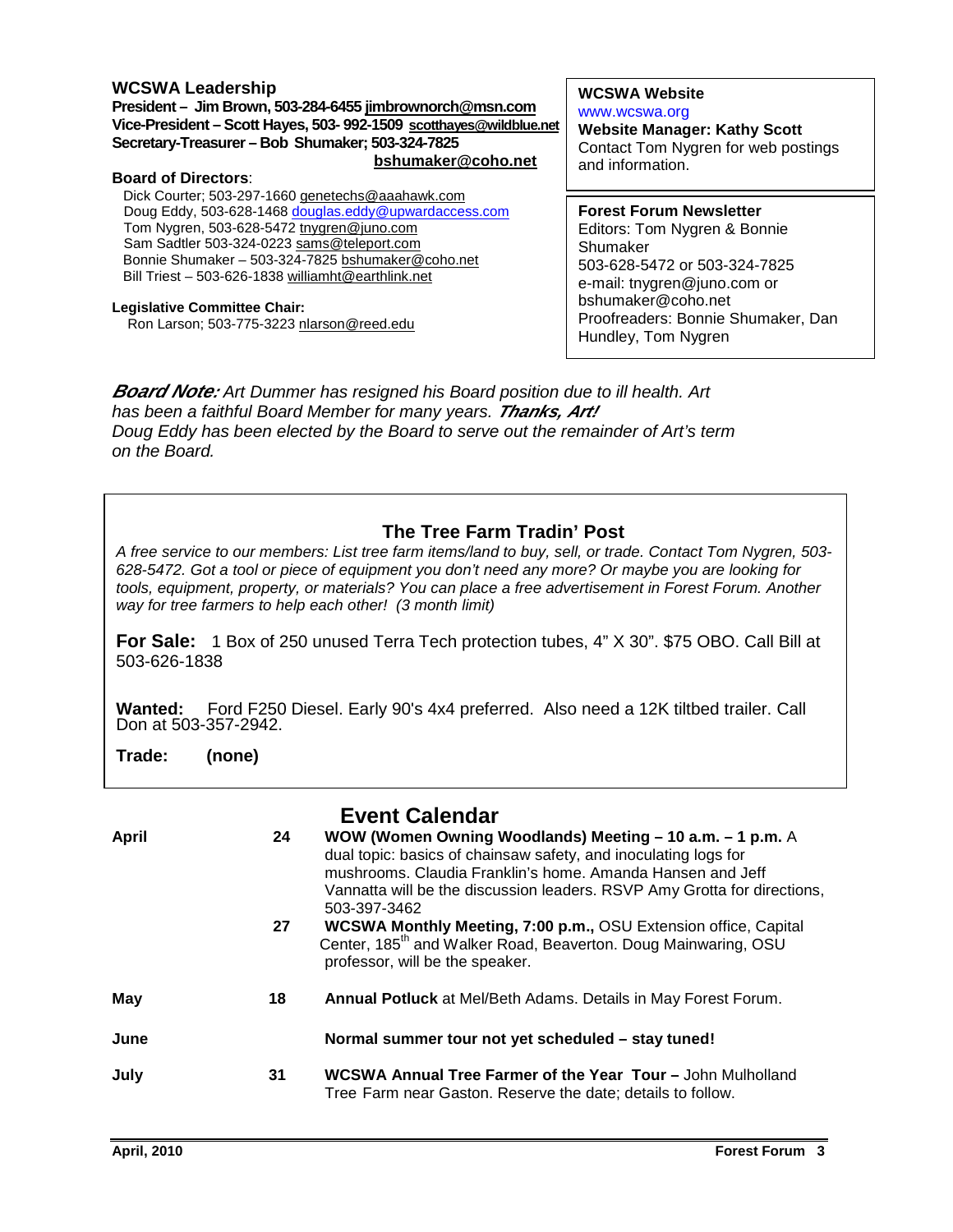## WCSWA Leadership

**President – Jim Brown, 503-284-6455 jimbrownorch@msn.com**
**Vice-President – Scott Hayes, 503- 992-1509 scotthayes@wildblue.net**
**Secretary-Treasurer – Bob Shumaker; 503-324-7825 bshumaker@coho.net**

**Board of Directors**:

Dick Courter; 503-297-1660 genetechs@aaahawk.com
Doug Eddy, 503-628-1468 douglas.eddy@upwardaccess.com
Tom Nygren, 503-628-5472 tnygren@juno.com
Sam Sadtler 503-324-0223 sams@teleport.com
Bonnie Shumaker – 503-324-7825 bshumaker@coho.net
Bill Triest – 503-626-1838 williamht@earthlink.net

**Legislative Committee Chair:**
Ron Larson; 503-775-3223 nlarson@reed.edu

**WCSWA Website**
www.wcswa.org
**Website Manager: Kathy Scott**
Contact Tom Nygren for web postings and information.

**Forest Forum Newsletter**
Editors: Tom Nygren & Bonnie Shumaker
503-628-5472 or 503-324-7825
e-mail: tnygren@juno.com or bshumaker@coho.net
Proofreaders: Bonnie Shumaker, Dan Hundley, Tom Nygren

***Board Note:*** *Art Dummer has resigned his Board position due to ill health. Art has been a faithful Board Member for many years.* ***Thanks, Art!*** *Doug Eddy has been elected by the Board to serve out the remainder of Art's term on the Board.*

## The Tree Farm Tradin' Post

*A free service to our members: List tree farm items/land to buy, sell, or trade. Contact Tom Nygren, 503-628-5472. Got a tool or piece of equipment you don't need any more? Or maybe you are looking for tools, equipment, property, or materials? You can place a free advertisement in Forest Forum. Another way for tree farmers to help each other! (3 month limit)*

**For Sale:** 1 Box of 250 unused Terra Tech protection tubes, 4" X 30". $75 OBO. Call Bill at 503-626-1838

**Wanted:** Ford F250 Diesel. Early 90's 4x4 preferred. Also need a 12K tiltbed trailer. Call Don at 503-357-2942.

**Trade:** **(none)**

## Event Calendar

| | | |
|---|---|---|
| **April** | **24** | **WOW (Women Owning Woodlands) Meeting – 10 a.m. – 1 p.m.** A dual topic: basics of chainsaw safety, and inoculating logs for mushrooms. Claudia Franklin's home. Amanda Hansen and Jeff Vannatta will be the discussion leaders. RSVP Amy Grotta for directions, 503-397-3462 |
| | **27** | **WCSWA Monthly Meeting, 7:00 p.m.,** OSU Extension office, Capital Center, 185th and Walker Road, Beaverton. Doug Mainwaring, OSU professor, will be the speaker. |
| **May** | **18** | **Annual Potluck** at Mel/Beth Adams. Details in May Forest Forum. |
| **June** | | **Normal summer tour not yet scheduled – stay tuned!** |
| **July** | **31** | **WCSWA Annual Tree Farmer of the Year Tour –** John Mulholland Tree Farm near Gaston. Reserve the date; details to follow. |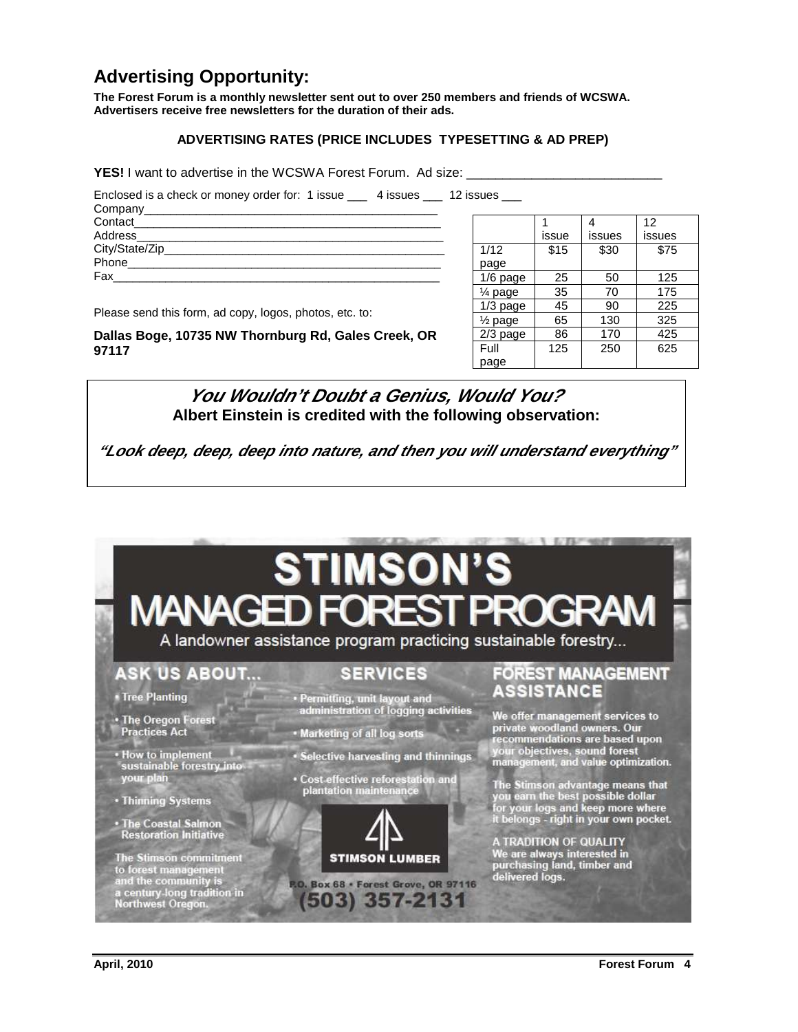## Advertising Opportunity:

**The Forest Forum is a monthly newsletter sent out to over 250 members and friends of WCSWA. Advertisers receive free newsletters for the duration of their ads.**

**ADVERTISING RATES (PRICE INCLUDES TYPESETTING & AD PREP)**

**YES!** I want to advertise in the WCSWA Forest Forum. Ad size: ___________________________

Enclosed is a check or money order for: 1 issue ___ 4 issues ___ 12 issues ___

Company_____________________________________________

Contact______________________________________________

Address______________________________________________

City/State/Zip_________________________________________

Phone_______________________________________________

Fax_________________________________________________

Please send this form, ad copy, logos, photos, etc. to:

**Dallas Boge, 10735 NW Thornburg Rd, Gales Creek, OR 97117**

| | 1 issue | 4 issues | 12 issues |
|---|---|---|---|
| 1/12 page | $15 | $30 | $75 |
| 1/6 page | 25 | 50 | 125 |
| ¼ page | 35 | 70 | 175 |
| 1/3 page | 45 | 90 | 225 |
| ½ page | 65 | 130 | 325 |
| 2/3 page | 86 | 170 | 425 |
| Full page | 125 | 250 | 625 |

***You Wouldn't Doubt a Genius, Would You?***

**Albert Einstein is credited with the following observation:**

***"Look deep, deep, deep into nature, and then you will understand everything"***

# STIMSON'S MANAGED FOREST PROGRAM

A landowner assistance program practicing sustainable forestry...

### ASK US ABOUT...

- Tree Planting
- The Oregon Forest Practices Act
- How to implement sustainable forestry into your plan
- Thinning Systems
- The Coastal Salmon Restoration Initiative

The Stimson commitment to forest management and the community is a century-long tradition in Northwest Oregon.

### SERVICES

- Permitting, unit layout and administration of logging activities
- Marketing of all log sorts
- Selective harvesting and thinnings
- Cost-effective reforestation and plantation maintenance

STIMSON LUMBER

P.O. Box 68 • Forest Grove, OR 97116

(503) 357-2131

### FOREST MANAGEMENT ASSISTANCE

We offer management services to private woodland owners. Our recommendations are based upon your objectives, sound forest management, and value optimization.

The Stimson advantage means that you earn the best possible dollar for your logs and keep more where it belongs - right in your own pocket.

A TRADITION OF QUALITY
We are always interested in purchasing land, timber and delivered logs.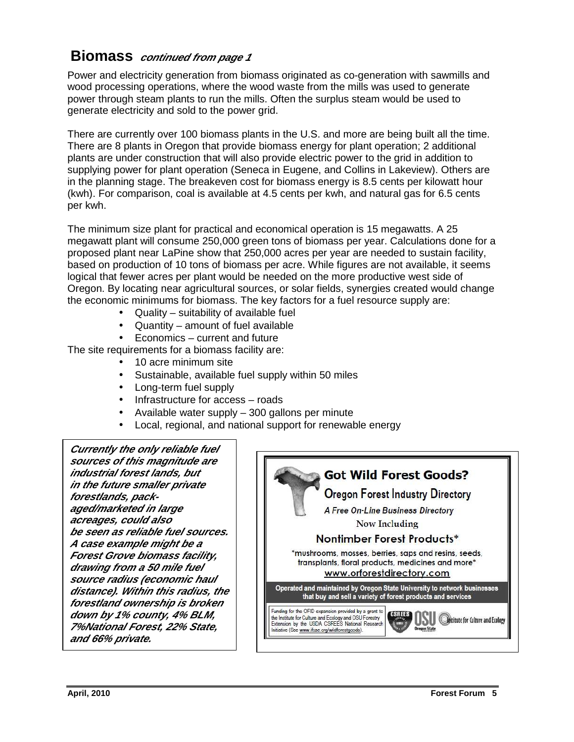## Biomass *continued from page 1*

Power and electricity generation from biomass originated as co-generation with sawmills and wood processing operations, where the wood waste from the mills was used to generate power through steam plants to run the mills. Often the surplus steam would be used to generate electricity and sold to the power grid.

There are currently over 100 biomass plants in the U.S. and more are being built all the time. There are 8 plants in Oregon that provide biomass energy for plant operation; 2 additional plants are under construction that will also provide electric power to the grid in addition to supplying power for plant operation (Seneca in Eugene, and Collins in Lakeview). Others are in the planning stage. The breakeven cost for biomass energy is 8.5 cents per kilowatt hour (kwh). For comparison, coal is available at 4.5 cents per kwh, and natural gas for 6.5 cents per kwh.

The minimum size plant for practical and economical operation is 15 megawatts. A 25 megawatt plant will consume 250,000 green tons of biomass per year. Calculations done for a proposed plant near LaPine show that 250,000 acres per year are needed to sustain facility, based on production of 10 tons of biomass per acre. While figures are not available, it seems logical that fewer acres per plant would be needed on the more productive west side of Oregon. By locating near agricultural sources, or solar fields, synergies created would change the economic minimums for biomass. The key factors for a fuel resource supply are:

- Quality – suitability of available fuel
- Quantity – amount of fuel available
- Economics – current and future

The site requirements for a biomass facility are:

- 10 acre minimum site
- Sustainable, available fuel supply within 50 miles
- Long-term fuel supply
- Infrastructure for access – roads
- Available water supply – 300 gallons per minute
- Local, regional, and national support for renewable energy

***Currently the only reliable fuel sources of this magnitude are industrial forest lands, but in the future smaller private forestlands, packaged/marketed in large acreages, could also be seen as reliable fuel sources. A case example might be a Forest Grove biomass facility, drawing from a 50 mile fuel source radius (economic haul distance). Within this radius, the forestland ownership is broken down by 1% county, 4% BLM, 7%National Forest, 22% State, and 66% private.***

**Got Wild Forest Goods?**

**Oregon Forest Industry Directory**

*A Free On-Line Business Directory*

Now Including

**Nontimber Forest Products***

*mushrooms, mosses, berries, saps and resins, seeds, transplants, floral products, medicines and more*

www.orforestdirectory.com

**Operated and maintained by Oregon State University to network businesses that buy and sell a variety of forest products and services**

Funding for the OFID expansion provided by a grant to the Institute for Culture and Ecology and OSU Forestry Extension by the USDA CSREES National Research Initiative (See www.ifcae.org/wildforestgoods).

CSREES OSU Oregon State University Institute for Culture and Ecology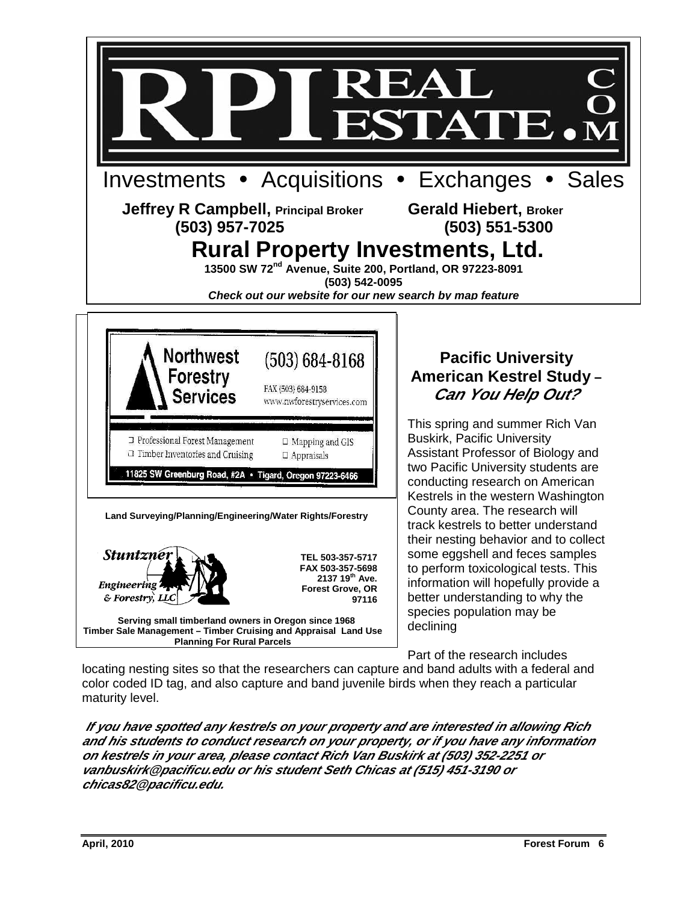# RPI REAL ESTATE.COM

Investments • Acquisitions • Exchanges • Sales

**Jeffrey R Campbell,** Principal Broker
**(503) 957-7025**

**Gerald Hiebert,** Broker
**(503) 551-5300**

## Rural Property Investments, Ltd.

**13500 SW 72nd Avenue, Suite 200, Portland, OR 97223-8091**
**(503) 542-0095**
***Check out our website for our new search by map feature***

---

**Northwest Forestry Services**

(503) 684-8168
FAX (503) 684-9158
www.nwforestryservices.com

- Professional Forest Management
- Timber Inventories and Cruising
- Mapping and GIS
- Appraisals

11825 SW Greenburg Road, #2A • Tigard, Oregon 97223-6466

---

**Land Surveying/Planning/Engineering/Water Rights/Forestry**

***Stuntzner Engineering & Forestry, LLC***

**TEL 503-357-5717**
**FAX 503-357-5698**
**2137 19th Ave.**
**Forest Grove, OR 97116**

**Serving small timberland owners in Oregon since 1968**
**Timber Sale Management – Timber Cruising and Appraisal Land Use Planning For Rural Parcels**

---

## Pacific University American Kestrel Study – *Can You Help Out?*

This spring and summer Rich Van Buskirk, Pacific University Assistant Professor of Biology and two Pacific University students are conducting research on American Kestrels in the western Washington County area. The research will track kestrels to better understand their nesting behavior and to collect some eggshell and feces samples to perform toxicological tests. This information will hopefully provide a better understanding to why the species population may be declining

Part of the research includes locating nesting sites so that the researchers can capture and band adults with a federal and color coded ID tag, and also capture and band juvenile birds when they reach a particular maturity level.

***If you have spotted any kestrels on your property and are interested in allowing Rich and his students to conduct research on your property, or if you have any information on kestrels in your area, please contact Rich Van Buskirk at (503) 352-2251 or vanbuskirk@pacificu.edu or his student Seth Chicas at (515) 451-3190 or chicas82@pacificu.edu.***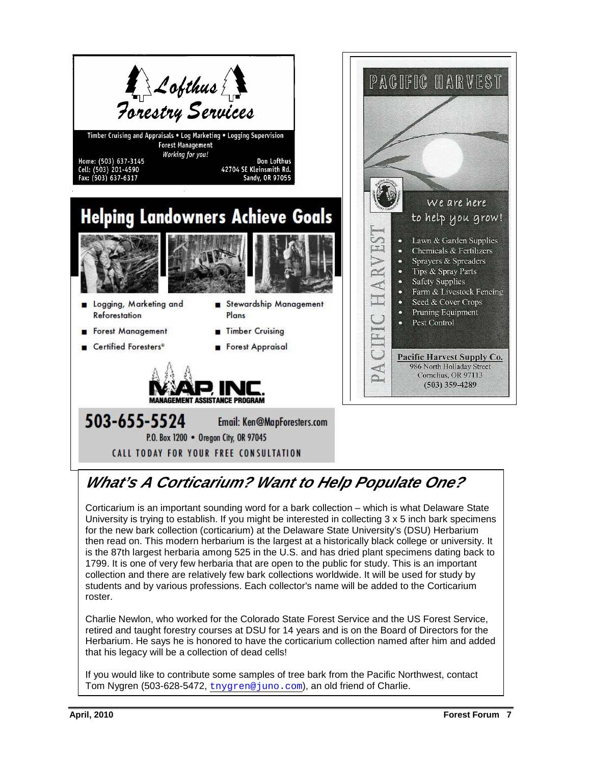Lofthus Forestry Services

Timber Cruising and Appraisals • Log Marketing • Logging Supervision
Forest Management
*Working for you!*

Home: (503) 637-3145
Cell: (503) 201-4590
Fax: (503) 637-6317

Don Lofthus
42704 SE Kleinsmith Rd.
Sandy, OR 97055

# Helping Landowners Achieve Goals

- Logging, Marketing and Reforestation
- Forest Management
- Certified Foresters®
- Stewardship Management Plans
- Timber Cruising
- Forest Appraisal

MAP, INC.
MANAGEMENT ASSISTANCE PROGRAM

503-655-5524 Email: Ken@MapForesters.com
P.O. Box 1200 • Oregon City, OR 97045
CALL TODAY FOR YOUR FREE CONSULTATION

PACIFIC HARVEST

*We are here to help you grow!*

- Lawn & Garden Supplies
- Chemicals & Fertilizers
- Sprayers & Spreaders
- Tips & Spray Parts
- Safety Supplies
- Farm & Livestock Fencing
- Seed & Cover Crops
- Pruning Equipment
- Pest Control

**Pacific Harvest Supply Co.**
986 North Holladay Street
Cornelius, OR 97113
(503) 359-4289

## *What's A Corticarium? Want to Help Populate One?*

Corticarium is an important sounding word for a bark collection – which is what Delaware State University is trying to establish. If you might be interested in collecting 3 x 5 inch bark specimens for the new bark collection (corticarium) at the Delaware State University's (DSU) Herbarium then read on. This modern herbarium is the largest at a historically black college or university. It is the 87th largest herbaria among 525 in the U.S. and has dried plant specimens dating back to 1799. It is one of very few herbaria that are open to the public for study. This is an important collection and there are relatively few bark collections worldwide. It will be used for study by students and by various professions. Each collector's name will be added to the Corticarium roster.

Charlie Newlon, who worked for the Colorado State Forest Service and the US Forest Service, retired and taught forestry courses at DSU for 14 years and is on the Board of Directors for the Herbarium. He says he is honored to have the corticarium collection named after him and added that his legacy will be a collection of dead cells!

If you would like to contribute some samples of tree bark from the Pacific Northwest, contact Tom Nygren (503-628-5472, tnygren@juno.com), an old friend of Charlie.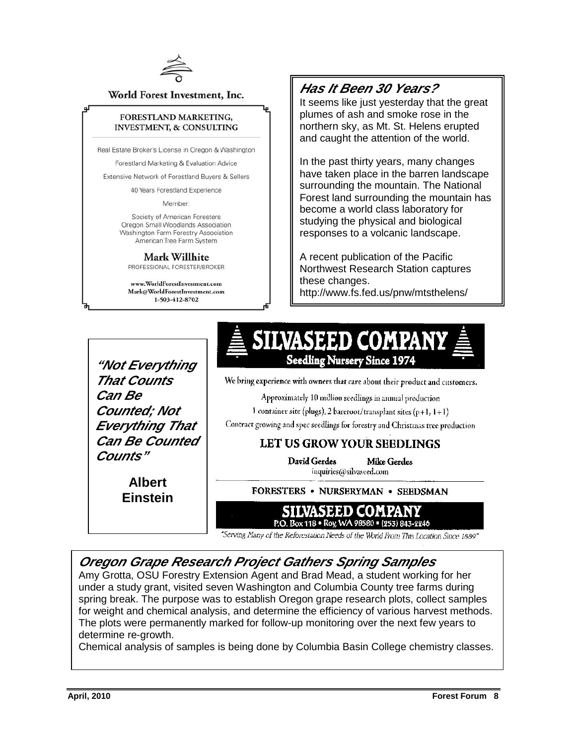World Forest Investment, Inc.

**FORESTLAND MARKETING, INVESTMENT, & CONSULTING**

Real Estate Broker's License in Oregon & Washington

Forestland Marketing & Evaluation Advice

Extensive Network of Forestland Buyers & Sellers

40 Years Forestland Experience

Member:

Society of American Foresters
Oregon Small Woodlands Association
Washington Farm Forestry Association
American Tree Farm System

**Mark Willhite**
PROFESSIONAL FORESTER/BROKER

www.WorldForestInvestment.com
Mark@WorldForestInvestment.com
1-503-412-8702

## *Has It Been 30 Years?*

It seems like just yesterday that the great plumes of ash and smoke rose in the northern sky, as Mt. St. Helens erupted and caught the attention of the world.

In the past thirty years, many changes have taken place in the barren landscape surrounding the mountain. The National Forest land surrounding the mountain has become a world class laboratory for studying the physical and biological responses to a volcanic landscape.

A recent publication of the Pacific Northwest Research Station captures these changes.
http://www.fs.fed.us/pnw/mtsthelens/

***"Not Everything That Counts Can Be Counted; Not Everything That Can Be Counted Counts"***

**Albert Einstein**

**SILVASEED COMPANY**
**Seedling Nursery Since 1974**

We bring experience with owners that care about their product and customers.

Approximately 10 million seedlings in annual production

1 container site (plugs), 2 bareroot/transplant sites (p+1, 1+1)

Contract growing and spec seedlings for forestry and Christmas tree production

**LET US GROW YOUR SEEDLINGS**

**David Gerdes** **Mike Gerdes**
inquiries@silvaseed.com

FORESTERS • NURSERYMAN • SEEDSMAN

**SILVASEED COMPANY**
P.O. Box 118 • Roy, WA 98580 • (253) 843-2246

*"Serving Many of the Reforestation Needs of the World From This Location Since 1889"*

## *Oregon Grape Research Project Gathers Spring Samples*

Amy Grotta, OSU Forestry Extension Agent and Brad Mead, a student working for her under a study grant, visited seven Washington and Columbia County tree farms during spring break. The purpose was to establish Oregon grape research plots, collect samples for weight and chemical analysis, and determine the efficiency of various harvest methods. The plots were permanently marked for follow-up monitoring over the next few years to determine re-growth.

Chemical analysis of samples is being done by Columbia Basin College chemistry classes.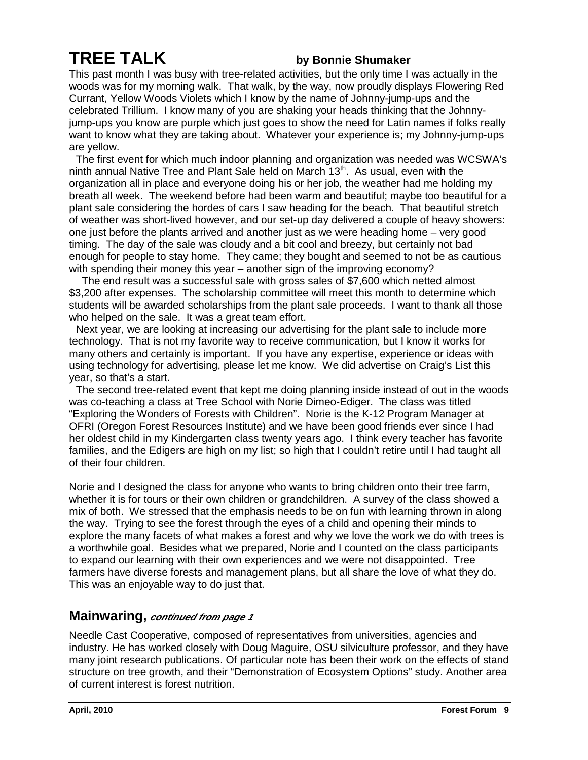# TREE TALK

**by Bonnie Shumaker**

This past month I was busy with tree-related activities, but the only time I was actually in the woods was for my morning walk. That walk, by the way, now proudly displays Flowering Red Currant, Yellow Woods Violets which I know by the name of Johnny-jump-ups and the celebrated Trillium. I know many of you are shaking your heads thinking that the Johnny-jump-ups you know are purple which just goes to show the need for Latin names if folks really want to know what they are taking about. Whatever your experience is; my Johnny-jump-ups are yellow.

The first event for which much indoor planning and organization was needed was WCSWA's ninth annual Native Tree and Plant Sale held on March 13th. As usual, even with the organization all in place and everyone doing his or her job, the weather had me holding my breath all week. The weekend before had been warm and beautiful; maybe too beautiful for a plant sale considering the hordes of cars I saw heading for the beach. That beautiful stretch of weather was short-lived however, and our set-up day delivered a couple of heavy showers: one just before the plants arrived and another just as we were heading home – very good timing. The day of the sale was cloudy and a bit cool and breezy, but certainly not bad enough for people to stay home. They came; they bought and seemed to not be as cautious with spending their money this year – another sign of the improving economy?

The end result was a successful sale with gross sales of $7,600 which netted almost $3,200 after expenses. The scholarship committee will meet this month to determine which students will be awarded scholarships from the plant sale proceeds. I want to thank all those who helped on the sale. It was a great team effort.

Next year, we are looking at increasing our advertising for the plant sale to include more technology. That is not my favorite way to receive communication, but I know it works for many others and certainly is important. If you have any expertise, experience or ideas with using technology for advertising, please let me know. We did advertise on Craig's List this year, so that's a start.

The second tree-related event that kept me doing planning inside instead of out in the woods was co-teaching a class at Tree School with Norie Dimeo-Ediger. The class was titled "Exploring the Wonders of Forests with Children". Norie is the K-12 Program Manager at OFRI (Oregon Forest Resources Institute) and we have been good friends ever since I had her oldest child in my Kindergarten class twenty years ago. I think every teacher has favorite families, and the Edigers are high on my list; so high that I couldn't retire until I had taught all of their four children.

Norie and I designed the class for anyone who wants to bring children onto their tree farm, whether it is for tours or their own children or grandchildren. A survey of the class showed a mix of both. We stressed that the emphasis needs to be on fun with learning thrown in along the way. Trying to see the forest through the eyes of a child and opening their minds to explore the many facets of what makes a forest and why we love the work we do with trees is a worthwhile goal. Besides what we prepared, Norie and I counted on the class participants to expand our learning with their own experiences and we were not disappointed. Tree farmers have diverse forests and management plans, but all share the love of what they do. This was an enjoyable way to do just that.

## Mainwaring, *continued from page 1*

Needle Cast Cooperative, composed of representatives from universities, agencies and industry. He has worked closely with Doug Maguire, OSU silviculture professor, and they have many joint research publications. Of particular note has been their work on the effects of stand structure on tree growth, and their "Demonstration of Ecosystem Options" study. Another area of current interest is forest nutrition.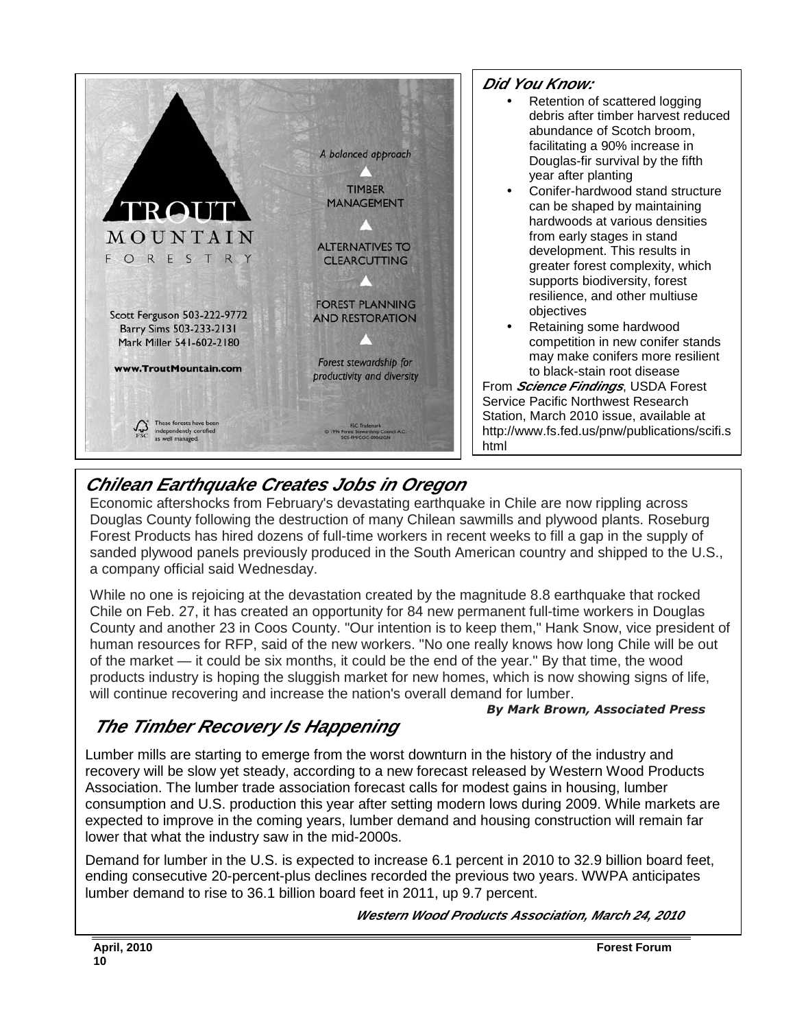TROUT MOUNTAIN FORESTRY

Scott Ferguson 503-222-9772
Barry Sims 503-233-2131
Mark Miller 541-602-2180

www.TroutMountain.com

A balanced approach

TIMBER MANAGEMENT

ALTERNATIVES TO CLEARCUTTING

FOREST PLANNING AND RESTORATION

Forest stewardship for productivity and diversity

These forests have been independently certified as well managed.

FSC Trademark
© 1996 Forest Stewardship Council A.C.
SCS-FM/COC-00062GN

## Did You Know:

- Retention of scattered logging debris after timber harvest reduced abundance of Scotch broom, facilitating a 90% increase in Douglas-fir survival by the fifth year after planting
- Conifer-hardwood stand structure can be shaped by maintaining hardwoods at various densities from early stages in stand development. This results in greater forest complexity, which supports biodiversity, forest resilience, and other multiuse objectives
- Retaining some hardwood competition in new conifer stands may make conifers more resilient to black-stain root disease

From ***Science Findings***, USDA Forest Service Pacific Northwest Research Station, March 2010 issue, available at http://www.fs.fed.us/pnw/publications/scifi.shtml

## Chilean Earthquake Creates Jobs in Oregon

Economic aftershocks from February's devastating earthquake in Chile are now rippling across Douglas County following the destruction of many Chilean sawmills and plywood plants. Roseburg Forest Products has hired dozens of full-time workers in recent weeks to fill a gap in the supply of sanded plywood panels previously produced in the South American country and shipped to the U.S., a company official said Wednesday.

While no one is rejoicing at the devastation created by the magnitude 8.8 earthquake that rocked Chile on Feb. 27, it has created an opportunity for 84 new permanent full-time workers in Douglas County and another 23 in Coos County. "Our intention is to keep them," Hank Snow, vice president of human resources for RFP, said of the new workers. "No one really knows how long Chile will be out of the market — it could be six months, it could be the end of the year." By that time, the wood products industry is hoping the sluggish market for new homes, which is now showing signs of life, will continue recovering and increase the nation's overall demand for lumber.

***By Mark Brown, Associated Press***

## The Timber Recovery Is Happening

Lumber mills are starting to emerge from the worst downturn in the history of the industry and recovery will be slow yet steady, according to a new forecast released by Western Wood Products Association. The lumber trade association forecast calls for modest gains in housing, lumber consumption and U.S. production this year after setting modern lows during 2009. While markets are expected to improve in the coming years, lumber demand and housing construction will remain far lower that what the industry saw in the mid-2000s.

Demand for lumber in the U.S. is expected to increase 6.1 percent in 2010 to 32.9 billion board feet, ending consecutive 20-percent-plus declines recorded the previous two years. WWPA anticipates lumber demand to rise to 36.1 billion board feet in 2011, up 9.7 percent.

***Western Wood Products Association, March 24, 2010***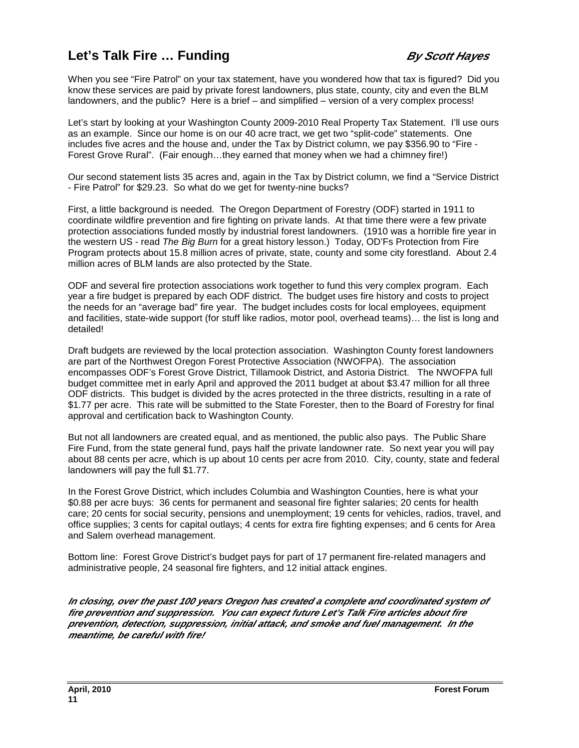## Let's Talk Fire … Funding

***By Scott Hayes***

When you see "Fire Patrol" on your tax statement, have you wondered how that tax is figured? Did you know these services are paid by private forest landowners, plus state, county, city and even the BLM landowners, and the public? Here is a brief – and simplified – version of a very complex process!

Let's start by looking at your Washington County 2009-2010 Real Property Tax Statement. I'll use ours as an example. Since our home is on our 40 acre tract, we get two "split-code" statements. One includes five acres and the house and, under the Tax by District column, we pay $356.90 to "Fire - Forest Grove Rural". (Fair enough…they earned that money when we had a chimney fire!)

Our second statement lists 35 acres and, again in the Tax by District column, we find a "Service District - Fire Patrol" for $29.23. So what do we get for twenty-nine bucks?

First, a little background is needed. The Oregon Department of Forestry (ODF) started in 1911 to coordinate wildfire prevention and fire fighting on private lands. At that time there were a few private protection associations funded mostly by industrial forest landowners. (1910 was a horrible fire year in the western US - read *The Big Burn* for a great history lesson.) Today, OD'Fs Protection from Fire Program protects about 15.8 million acres of private, state, county and some city forestland. About 2.4 million acres of BLM lands are also protected by the State.

ODF and several fire protection associations work together to fund this very complex program. Each year a fire budget is prepared by each ODF district. The budget uses fire history and costs to project the needs for an "average bad" fire year. The budget includes costs for local employees, equipment and facilities, state-wide support (for stuff like radios, motor pool, overhead teams)… the list is long and detailed!

Draft budgets are reviewed by the local protection association. Washington County forest landowners are part of the Northwest Oregon Forest Protective Association (NWOFPA). The association encompasses ODF's Forest Grove District, Tillamook District, and Astoria District. The NWOFPA full budget committee met in early April and approved the 2011 budget at about $3.47 million for all three ODF districts. This budget is divided by the acres protected in the three districts, resulting in a rate of $1.77 per acre. This rate will be submitted to the State Forester, then to the Board of Forestry for final approval and certification back to Washington County.

But not all landowners are created equal, and as mentioned, the public also pays. The Public Share Fire Fund, from the state general fund, pays half the private landowner rate. So next year you will pay about 88 cents per acre, which is up about 10 cents per acre from 2010. City, county, state and federal landowners will pay the full $1.77.

In the Forest Grove District, which includes Columbia and Washington Counties, here is what your $0.88 per acre buys: 36 cents for permanent and seasonal fire fighter salaries; 20 cents for health care; 20 cents for social security, pensions and unemployment; 19 cents for vehicles, radios, travel, and office supplies; 3 cents for capital outlays; 4 cents for extra fire fighting expenses; and 6 cents for Area and Salem overhead management.

Bottom line: Forest Grove District's budget pays for part of 17 permanent fire-related managers and administrative people, 24 seasonal fire fighters, and 12 initial attack engines.

***In closing, over the past 100 years Oregon has created a complete and coordinated system of fire prevention and suppression. You can expect future Let's Talk Fire articles about fire prevention, detection, suppression, initial attack, and smoke and fuel management. In the meantime, be careful with fire!***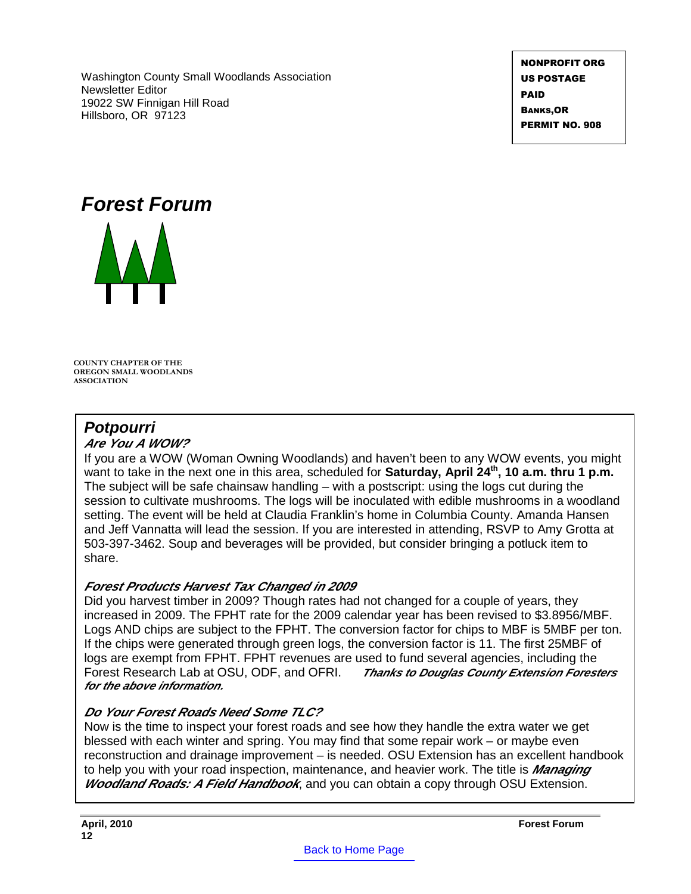Washington County Small Woodlands Association
Newsletter Editor
19022 SW Finnigan Hill Road
Hillsboro, OR 97123

NONPROFIT ORG
US POSTAGE
PAID
BANKS,OR
PERMIT NO. 908

# *Forest Forum*

COUNTY CHAPTER OF THE OREGON SMALL WOODLANDS ASSOCIATION

## *Potpourri*

### *Are You A WOW?*

If you are a WOW (Woman Owning Woodlands) and haven't been to any WOW events, you might want to take in the next one in this area, scheduled for **Saturday, April 24th, 10 a.m. thru 1 p.m.** The subject will be safe chainsaw handling – with a postscript: using the logs cut during the session to cultivate mushrooms. The logs will be inoculated with edible mushrooms in a woodland setting. The event will be held at Claudia Franklin's home in Columbia County. Amanda Hansen and Jeff Vannatta will lead the session. If you are interested in attending, RSVP to Amy Grotta at 503-397-3462. Soup and beverages will be provided, but consider bringing a potluck item to share.

### *Forest Products Harvest Tax Changed in 2009*

Did you harvest timber in 2009? Though rates had not changed for a couple of years, they increased in 2009. The FPHT rate for the 2009 calendar year has been revised to $3.8956/MBF. Logs AND chips are subject to the FPHT. The conversion factor for chips to MBF is 5MBF per ton. If the chips were generated through green logs, the conversion factor is 11. The first 25MBF of logs are exempt from FPHT. FPHT revenues are used to fund several agencies, including the Forest Research Lab at OSU, ODF, and OFRI. ***Thanks to Douglas County Extension Foresters for the above information.***

### *Do Your Forest Roads Need Some TLC?*

Now is the time to inspect your forest roads and see how they handle the extra water we get blessed with each winter and spring. You may find that some repair work – or maybe even reconstruction and drainage improvement – is needed. OSU Extension has an excellent handbook to help you with your road inspection, maintenance, and heavier work. The title is ***Managing Woodland Roads: A Field Handbook***, and you can obtain a copy through OSU Extension.

Back to Home Page